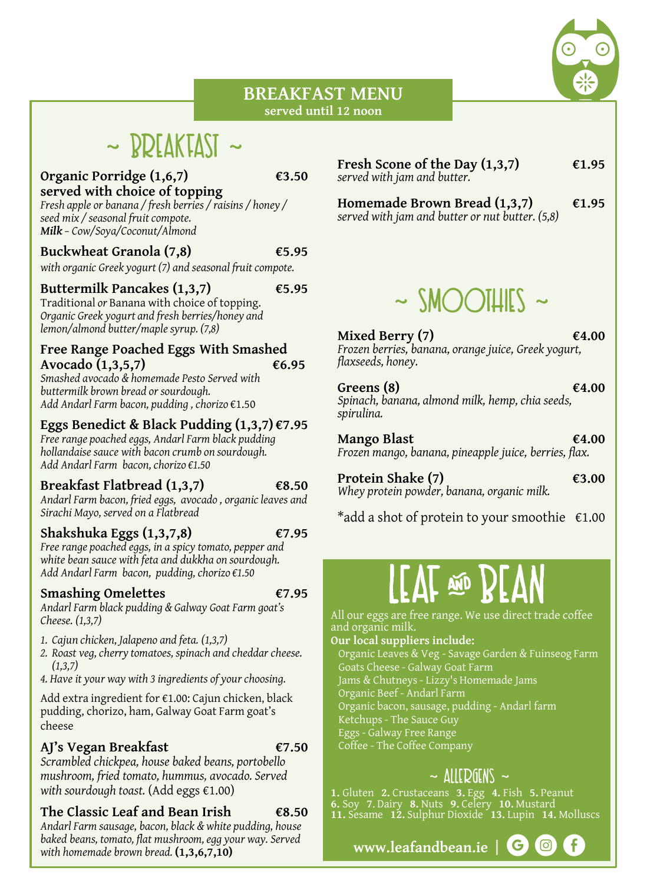# BREAKFAST MENU

**served until 12 noon**

## ~ BREAKFAST ~

**Organic Porridge (1,6,7) €3.50**
**served with choice of topping**
*Fresh apple or banana / fresh berries / raisins / honey / seed mix / seasonal fruit compote.*
***Milk** – Cow/Soya/Coconut/Almond*

**Buckwheat Granola (7,8) €5.95**
*with organic Greek yogurt (7) and seasonal fruit compote.*

**Buttermilk Pancakes (1,3,7) €5.95**
Traditional *or* Banana with choice of topping.
*Organic Greek yogurt and fresh berries/honey and lemon/almond butter/maple syrup. (7,8)*

**Free Range Poached Eggs With Smashed Avocado (1,3,5,7) €6.95**
*Smashed avocado & homemade Pesto Served with buttermilk brown bread or sourdough.*
*Add Andarl Farm bacon, pudding , chorizo €1.50*

**Eggs Benedict & Black Pudding (1,3,7) €7.95**
*Free range poached eggs, Andarl Farm black pudding hollandaise sauce with bacon crumb on sourdough.*
*Add Andarl Farm bacon, chorizo €1.50*

**Breakfast Flatbread (1,3,7) €8.50**
*Andarl Farm bacon, fried eggs, avocado , organic leaves and Sirachi Mayo, served on a Flatbread*

**Shakshuka Eggs (1,3,7,8) €7.95**
*Free range poached eggs, in a spicy tomato, pepper and white bean sauce with feta and dukkha on sourdough.*
*Add Andarl Farm bacon, pudding, chorizo €1.50*

**Smashing Omelettes €7.95**
*Andarl Farm black pudding & Galway Goat Farm goat's Cheese. (1,3,7)*

1. *Cajun chicken, Jalapeno and feta. (1,3,7)*
2. *Roast veg, cherry tomatoes, spinach and cheddar cheese. (1,3,7)*

*4. Have it your way with 3 ingredients of your choosing.*

Add extra ingredient for €1.00: Cajun chicken, black pudding, chorizo, ham, Galway Goat Farm goat's cheese

**AJ's Vegan Breakfast €7.50**
*Scrambled chickpea, house baked beans, portobello mushroom, fried tomato, hummus, avocado. Served with sourdough toast.* (Add eggs €1.00)

**The Classic Leaf and Bean Irish €8.50**
*Andarl Farm sausage, bacon, black & white pudding, house baked beans, tomato, flat mushroom, egg your way. Served with homemade brown bread.* **(1,3,6,7,10)**

**Fresh Scone of the Day (1,3,7) €1.95**
*served with jam and butter.*

**Homemade Brown Bread (1,3,7) €1.95**
*served with jam and butter or nut butter. (5,8)*

## ~ SMOOTHIES ~

**Mixed Berry (7) €4.00**
*Frozen berries, banana, orange juice, Greek yogurt, flaxseeds, honey.*

**Greens (8) €4.00**
*Spinach, banana, almond milk, hemp, chia seeds, spirulina.*

**Mango Blast €4.00**
*Frozen mango, banana, pineapple juice, berries, flax.*

**Protein Shake (7) €3.00**
*Whey protein powder, banana, organic milk.*

*add a shot of protein to your smoothie €1.00

## LEAF AND BEAN

All our eggs are free range. We use direct trade coffee and organic milk.

**Our local suppliers include:**

- Organic Leaves & Veg - Savage Garden & Fuinseog Farm
- Goats Cheese - Galway Goat Farm
- Jams & Chutneys - Lizzy's Homemade Jams
- Organic Beef - Andarl Farm
- Organic bacon, sausage, pudding - Andarl farm
- Ketchups - The Sauce Guy
- Eggs - Galway Free Range
- Coffee - The Coffee Company

### ~ ALLERGENS ~

**1.** Gluten **2.** Crustaceans **3.** Egg **4.** Fish **5.** Peanut
**6.** Soy **7.** Dairy **8.** Nuts **9.** Celery **10.** Mustard
**11.** Sesame **12.** Sulphur Dioxide **13.** Lupin **14.** Molluscs

**www.leafandbean.ie**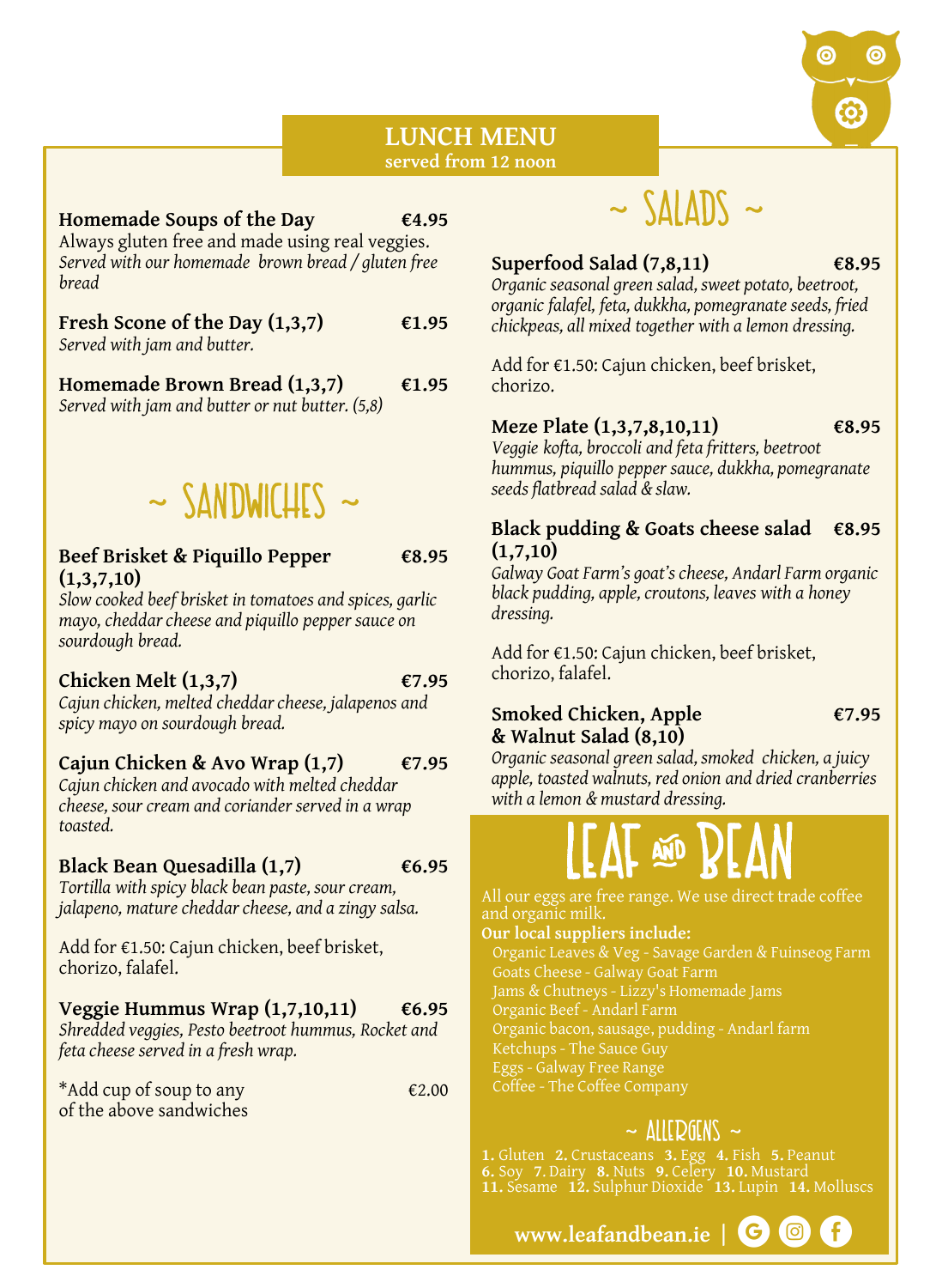# LUNCH MENU

**served from 12 noon**

**Homemade Soups of the Day** **€4.95**
Always gluten free and made using real veggies.
*Served with our homemade brown bread / gluten free bread*

**Fresh Scone of the Day (1,3,7)** **€1.95**
*Served with jam and butter.*

**Homemade Brown Bread (1,3,7)** **€1.95**
*Served with jam and butter or nut butter. (5,8)*

## ~ SANDWICHES ~

**Beef Brisket & Piquillo Pepper (1,3,7,10)** **€8.95**
*Slow cooked beef brisket in tomatoes and spices, garlic mayo, cheddar cheese and piquillo pepper sauce on sourdough bread.*

**Chicken Melt (1,3,7)** **€7.95**
*Cajun chicken, melted cheddar cheese, jalapenos and spicy mayo on sourdough bread.*

**Cajun Chicken & Avo Wrap (1,7)** **€7.95**
*Cajun chicken and avocado with melted cheddar cheese, sour cream and coriander served in a wrap toasted.*

**Black Bean Quesadilla (1,7)** **€6.95**
*Tortilla with spicy black bean paste, sour cream, jalapeno, mature cheddar cheese, and a zingy salsa.*

Add for €1.50: Cajun chicken, beef brisket, chorizo, falafel.

**Veggie Hummus Wrap (1,7,10,11)** **€6.95**
*Shredded veggies, Pesto beetroot hummus, Rocket and feta cheese served in a fresh wrap.*

*Add cup of soup to any of the above sandwiches €2.00

## ~ SALADS ~

**Superfood Salad (7,8,11)** **€8.95**
*Organic seasonal green salad, sweet potato, beetroot, organic falafel, feta, dukkha, pomegranate seeds, fried chickpeas, all mixed together with a lemon dressing.*

Add for €1.50: Cajun chicken, beef brisket, chorizo.

**Meze Plate (1,3,7,8,10,11)** **€8.95**
*Veggie kofta, broccoli and feta fritters, beetroot hummus, piquillo pepper sauce, dukkha, pomegranate seeds flatbread salad & slaw.*

**Black pudding & Goats cheese salad (1,7,10)** **€8.95**
*Galway Goat Farm's goat's cheese, Andarl Farm organic black pudding, apple, croutons, leaves with a honey dressing.*

Add for €1.50: Cajun chicken, beef brisket, chorizo, falafel.

**Smoked Chicken, Apple & Walnut Salad (8,10)** **€7.95**
*Organic seasonal green salad, smoked chicken, a juicy apple, toasted walnuts, red onion and dried cranberries with a lemon & mustard dressing.*

## LEAF AND BEAN

All our eggs are free range. We use direct trade coffee and organic milk.

**Our local suppliers include:**

- Organic Leaves & Veg - Savage Garden & Fuinseog Farm
- Goats Cheese - Galway Goat Farm
- Jams & Chutneys - Lizzy's Homemade Jams
- Organic Beef - Andarl Farm
- Organic bacon, sausage, pudding - Andarl farm
- Ketchups - The Sauce Guy
- Eggs - Galway Free Range
- Coffee - The Coffee Company

## ~ ALLERGENS ~

**1.** Gluten **2.** Crustaceans **3.** Egg **4.** Fish **5.** Peanut **6.** Soy **7.** Dairy **8.** Nuts **9.** Celery **10.** Mustard **11.** Sesame **12.** Sulphur Dioxide **13.** Lupin **14.** Molluscs

**www.leafandbean.ie** |